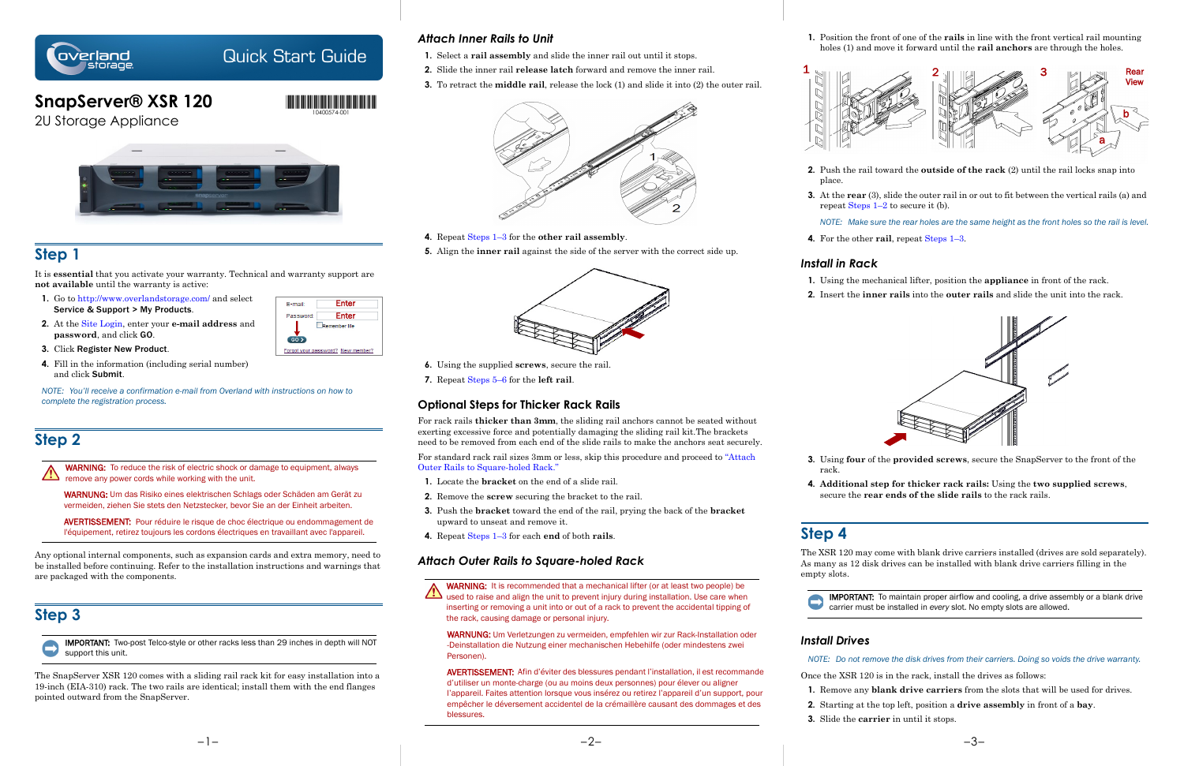Quick Start Guide

# SnapServer® XSR 120

2U Storage Appliance

10400574-001

## Step 1

It is **essential** that you activate your warranty. Technical and warranty support are **not available** until the warranty is active:

1. Go to http://www.overlandstorage.com/ and select **Service & Support > My Products**.
2. At the Site Login, enter your **e-mail address** and **password**, and click **GO**.
3. Click **Register New Product**.
4. Fill in the information (including serial number) and click **Submit**.

*NOTE: You'll receive a confirmation e-mail from Overland with instructions on how to complete the registration process.*

## Step 2

**WARNING:** To reduce the risk of electric shock or damage to equipment, always remove any power cords while working with the unit.

**WARNUNG:** Um das Risiko eines elektrischen Schlags oder Schäden am Gerät zu vermeiden, ziehen Sie stets den Netzstecker, bevor Sie an der Einheit arbeiten.

**AVERTISSEMENT:** Pour réduire le risque de choc électrique ou endommagement de l'équipement, retirez toujours les cordons électriques en travaillant avec l'appareil.

Any optional internal components, such as expansion cards and extra memory, need to be installed before continuing. Refer to the installation instructions and warnings that are packaged with the components.

## Step 3

**IMPORTANT:** Two-post Telco-style or other racks less than 29 inches in depth will NOT support this unit.

The SnapServer XSR 120 comes with a sliding rail rack kit for easy installation into a 19-inch (EIA-310) rack. The two rails are identical; install them with the end flanges pointed outward from the SnapServer.

### Attach Inner Rails to Unit

1. Select a **rail assembly** and slide the inner rail out until it stops.
2. Slide the inner rail **release latch** forward and remove the inner rail.
3. To retract the **middle rail**, release the lock (1) and slide it into (2) the outer rail.
4. Repeat Steps 1–3 for the **other rail assembly**.
5. Align the **inner rail** against the side of the server with the correct side up.
6. Using the supplied **screws**, secure the rail.
7. Repeat Steps 5–6 for the **left rail**.

### Optional Steps for Thicker Rack Rails

For rack rails **thicker than 3mm**, the sliding rail anchors cannot be seated without exerting excessive force and potentially damaging the sliding rail kit.The brackets need to be removed from each end of the slide rails to make the anchors seat securely.

For standard rack rail sizes 3mm or less, skip this procedure and proceed to "Attach Outer Rails to Square-holed Rack."

1. Locate the **bracket** on the end of a slide rail.
2. Remove the **screw** securing the bracket to the rail.
3. Push the **bracket** toward the end of the rail, prying the back of the **bracket** upward to unseat and remove it.
4. Repeat Steps 1–3 for each **end** of both **rails**.

### Attach Outer Rails to Square-holed Rack

**WARNING:** It is recommended that a mechanical lifter (or at least two people) be used to raise and align the unit to prevent injury during installation. Use care when inserting or removing a unit into or out of a rack to prevent the accidental tipping of the rack, causing damage or personal injury.

**WARNUNG:** Um Verletzungen zu vermeiden, empfehlen wir zur Rack-Installation oder -Deinstallation die Nutzung einer mechanischen Hebehilfe (oder mindestens zwei Personen).

**AVERTISSEMENT:** Afin d'éviter des blessures pendant l'installation, il est recommandé d'utiliser un monte-charge (ou au moins deux personnes) pour élever ou aligner l'appareil. Faites attention lorsque vous insérez ou retirez l'appareil d'un support, pour empêcher le déversement accidentel de la crémaillère causant des dommages et des blessures.

1. Position the front of one of the **rails** in line with the front vertical rail mounting holes (1) and move it forward until the **rail anchors** are through the holes.
2. Push the rail toward the **outside of the rack** (2) until the rail locks snap into place.
3. At the **rear** (3), slide the outer rail in or out to fit between the vertical rails (a) and repeat Steps 1–2 to secure it (b).

   *NOTE: Make sure the rear holes are the same height as the front holes so the rail is level.*
4. For the other **rail**, repeat Steps 1–3.

### Install in Rack

1. Using the mechanical lifter, position the **appliance** in front of the rack.
2. Insert the **inner rails** into the **outer rails** and slide the unit into the rack.
3. Using **four** of the **provided screws**, secure the SnapServer to the front of the rack.
4. **Additional step for thicker rack rails:** Using the **two supplied screws**, secure the **rear ends of the slide rails** to the rack rails.

## Step 4

The XSR 120 may come with blank drive carriers installed (drives are sold separately). As many as 12 disk drives can be installed with blank drive carriers filling in the empty slots.

**IMPORTANT:** To maintain proper airflow and cooling, a drive assembly or a blank drive carrier must be installed in *every* slot. No empty slots are allowed.

### Install Drives

*NOTE: Do not remove the disk drives from their carriers. Doing so voids the drive warranty.*

Once the XSR 120 is in the rack, install the drives as follows:

1. Remove any **blank drive carriers** from the slots that will be used for drives.
2. Starting at the top left, position a **drive assembly** in front of a **bay**.
3. Slide the **carrier** in until it stops.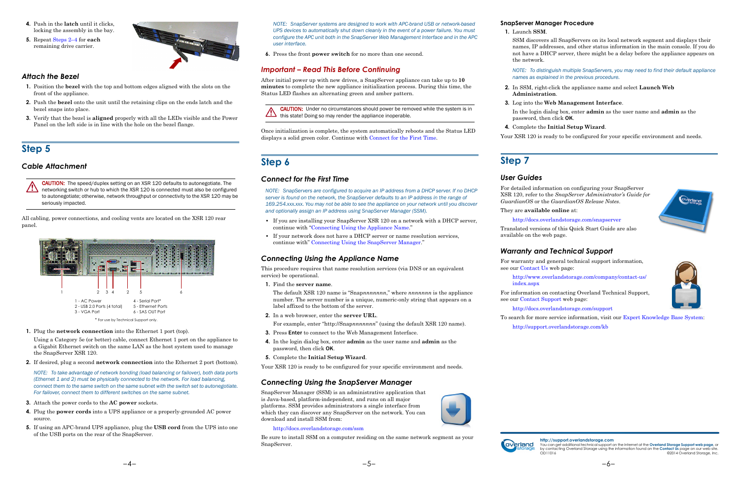4. Push in the **latch** until it clicks, locking the assembly in the bay.
5. Repeat Steps 2–4 for **each** remaining drive carrier.

### Attach the Bezel

1. Position the **bezel** with the top and bottom edges aligned with the slots on the front of the appliance.
2. Push the **bezel** onto the unit until the retaining clips on the ends latch and the bezel snaps into place.
3. Verify that the bezel is **aligned** properly with all the LEDs visible and the Power Panel on the left side is in line with the hole on the bezel flange.

## Step 5

### Cable Attachment

**CAUTION:** The speed/duplex setting on an XSR 120 defaults to autonegotiate. The networking switch or hub to which the XSR 120 is connected must also be configured to autonegotiate; otherwise, network throughput or connectivity to the XSR 120 may be seriously impacted.

All cabling, power connections, and cooling vents are located on the XSR 120 rear panel.

1 2 3 4 2 5 6

1 - AC Power
2 - USB 2.0 Ports (4 total)
3 - VGA Port
4 - Serial Port*
5 - Ethernet Ports
6 - SAS OUT Port

* For use by Technical Support only.

1. Plug the **network connection** into the Ethernet 1 port (top).

   Using a Category 5e (or better) cable, connect Ethernet 1 port on the appliance to a Gigabit Ethernet switch on the same LAN as the host system used to manage the SnapServer XSR 120.

2. If desired, plug a second **network connection** into the Ethernet 2 port (bottom).

   *NOTE: To take advantage of network bonding (load balancing or failover), both data ports (Ethernet 1 and 2) must be physically connected to the network. For load balancing, connect them to the same switch on the same subnet with the switch set to autonegotiate. For failover, connect them to different switches on the same subnet.*

3. Attach the power cords to the **AC power** sockets.
4. Plug the **power cords** into a UPS appliance or a properly-grounded AC power source.
5. If using an APC-brand UPS appliance, plug the **USB cord** from the UPS into one of the USB ports on the rear of the SnapServer.

   *NOTE: SnapServer systems are designed to work with APC-brand USB or network-based UPS devices to automatically shut down cleanly in the event of a power failure. You must configure the APC unit both in the SnapServer Web Management Interface and in the APC user interface.*

6. Press the front **power switch** for no more than one second.

### Important – Read This Before Continuing

After initial power up with new drives, a SnapServer appliance can take up to **10 minutes** to complete the new appliance initialization process. During this time, the Status LED flashes an alternating green and amber pattern.

**CAUTION:** Under no circumstances should power be removed while the system is in this state! Doing so may render the appliance inoperable.

Once initialization is complete, the system automatically reboots and the Status LED displays a solid green color. Continue with Connect for the First Time.

## Step 6

### Connect for the First Time

*NOTE: SnapServers are configured to acquire an IP address from a DHCP server. If no DHCP server is found on the network, the SnapServer defaults to an IP address in the range of 169.254.xxx.xxx. You may not be able to see the appliance on your network until you discover and optionally assign an IP address using SnapServer Manager (SSM).*

- If you are installing your SnapServer XSR 120 on a network with a DHCP server, continue with "Connecting Using the Appliance Name."
- If your network does not have a DHCP server or name resolution services, continue with" Connecting Using the SnapServer Manager."

### Connecting Using the Appliance Name

This procedure requires that name resolution services (via DNS or an equivalent service) be operational.

1. Find the **server name**.

   The default XSR 120 name is "Snap*nnnnnnn*," where *nnnnnnn* is the appliance number. The server number is a unique, numeric-only string that appears on a label affixed to the bottom of the server.

2. In a web browser, enter the **server URL**.

   For example, enter "http://Snap*nnnnnnn*" (using the default XSR 120 name).

3. Press **Enter** to connect to the Web Management Interface.
4. In the login dialog box, enter **admin** as the user name and **admin** as the password, then click **OK**.
5. Complete the **Initial Setup Wizard**.

Your XSR 120 is ready to be configured for your specific environment and needs.

### Connecting Using the SnapServer Manager

SnapServer Manager (SSM) is an administrative application that is Java-based, platform-independent, and runs on all major platforms. SSM provides administrators a single interface from which they can discover any SnapServer on the network. You can download and install SSM from:

http://docs.overlandstorage.com/ssm

Be sure to install SSM on a computer residing on the same network segment as your SnapServer.

#### SnapServer Manager Procedure

1. Launch **SSM**.

   SSM discovers all SnapServers on its local network segment and displays their names, IP addresses, and other status information in the main console. If you do not have a DHCP server, there might be a delay before the appliance appears on the network.

   *NOTE: To distinguish multiple SnapServers, you may need to find their default appliance names as explained in the previous procedure.*

2. In SSM, right-click the appliance name and select **Launch Web Administration**.
3. Log into the **Web Management Interface**.

   In the login dialog box, enter **admin** as the user name and **admin** as the password, then click **OK**.

4. Complete the **Initial Setup Wizard**.

Your XSR 120 is ready to be configured for your specific environment and needs.

## Step 7

### User Guides

For detailed information on configuring your SnapServer XSR 120, refer to the *SnapServer Administrator's Guide for GuardianOS* or the *GuardianOS Release Notes*.

They are **available online** at:

http://docs.overlandstorage.com/snapserver

Translated versions of this Quick Start Guide are also available on the web page.

### Warranty and Technical Support

For warranty and general technical support information, see our Contact Us web page:

http://www.overlandstorage.com/company/contact-us/index.aspx

For information on contacting Overland Technical Support, see our Contact Support web page:

http://docs.overlandstorage.com/support

To search for more service information, visit our Expert Knowledge Base System:

http://support.overlandstorage.com/kb

**http://support.overlandstorage.com**
You can get additional technical support on the Internet at the **Overland Storage Support web page**, or by contacting Overland Storage using the information found on the **Contact Us** page on our web site.
OD1016
©2014 Overland Storage, Inc.